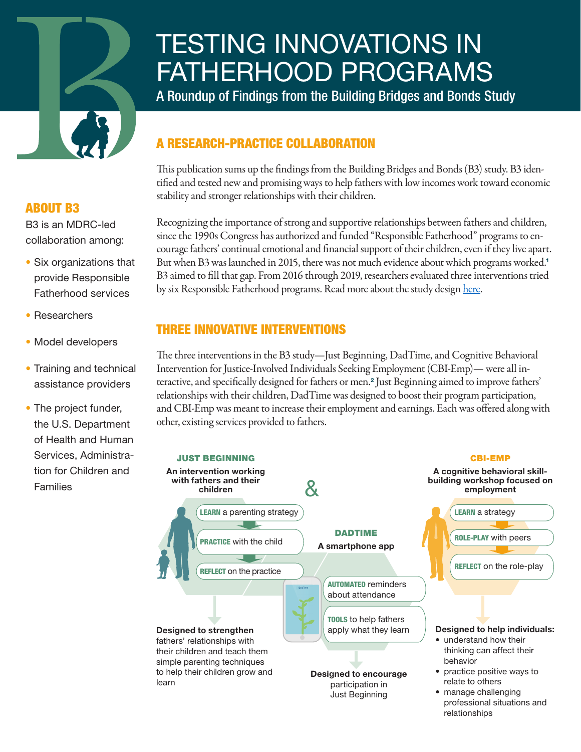# TESTING INNOVATIONS IN FATHERHOOD PROGRAMS

### A Roundup of Findings from the Building Bridges and Bonds Study

## A RESEARCH-PRACTICE COLLABORATION

This publication sums up the findings from the Building Bridges and Bonds (B3) study. B3 identified and tested new and promising ways to help fathers with low incomes work toward economic stability and stronger relationships with their children.

Recognizing the importance of strong and supportive relationships between fathers and children, since the 1990s Congress has authorized and funded "Responsible Fatherhood" programs to encourage fathers' continual emotional and financial support of their children, even if they live apart. But when B3 was launched in 2015, there was not much evidence about which programs worked.[1] B3 aimed to fill that gap. From 2016 through 2019, researchers evaluated three interventions tried by six Responsible Fatherhood programs. Read more about the study design here.

## ABOUT B3

B3 is an MDRC-led collaboration among:

- Six organizations that provide Responsible Fatherhood services
- Researchers
- Model developers
- Training and technical assistance providers
- The project funder, the U.S. Department of Health and Human Services, Administration for Children and Families

## THREE INNOVATIVE INTERVENTIONS

The three interventions in the B3 study—Just Beginning, DadTime, and Cognitive Behavioral Intervention for Justice-Involved Individuals Seeking Employment (CBI-Emp)— were all interactive, and specifically designed for fathers or men.[2] Just Beginning aimed to improve fathers' relationships with their children, DadTime was designed to boost their program participation, and CBI-Emp was meant to increase their employment and earnings. Each was offered along with other, existing services provided to fathers.

**JUST BEGINNING**

**An intervention working with fathers and their children**

- **LEARN** a parenting strategy
- **PRACTICE** with the child
- **REFLECT** on the practice

**Designed to strengthen** fathers' relationships with their children and teach them simple parenting techniques to help their children grow and learn

&

**DADTIME**

**A smartphone app**

- **AUTOMATED** reminders about attendance
- **TOOLS** to help fathers apply what they learn

**Designed to encourage** participation in Just Beginning

**CBI-EMP**

**A cognitive behavioral skill-building workshop focused on employment**

- **LEARN** a strategy
- **ROLE-PLAY** with peers
- **REFLECT** on the role-play

**Designed to help individuals:**

- understand how their thinking can affect their behavior
- practice positive ways to relate to others
- manage challenging professional situations and relationships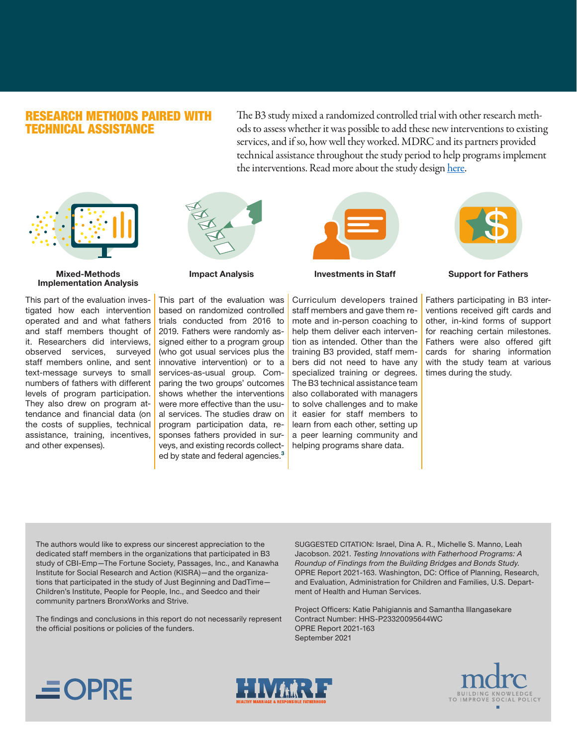## RESEARCH METHODS PAIRED WITH TECHNICAL ASSISTANCE

The B3 study mixed a randomized controlled trial with other research methods to assess whether it was possible to add these new interventions to existing services, and if so, how well they worked. MDRC and its partners provided technical assistance throughout the study period to help programs implement the interventions. Read more about the study design here.

### Mixed-Methods Implementation Analysis

This part of the evaluation investigated how each intervention operated and and what fathers and staff members thought of it. Researchers did interviews, observed services, surveyed staff members online, and sent text-message surveys to small numbers of fathers with different levels of program participation. They also drew on program attendance and financial data (on the costs of supplies, technical assistance, training, incentives, and other expenses).

### Impact Analysis

This part of the evaluation was based on randomized controlled trials conducted from 2016 to 2019. Fathers were randomly assigned either to a program group (who got usual services plus the innovative intervention) or to a services-as-usual group. Comparing the two groups' outcomes shows whether the interventions were more effective than the usual services. The studies drew on program participation data, responses fathers provided in surveys, and existing records collected by state and federal agencies.[3]

### Investments in Staff

Curriculum developers trained staff members and gave them remote and in-person coaching to help them deliver each intervention as intended. Other than the training B3 provided, staff members did not need to have any specialized training or degrees. The B3 technical assistance team also collaborated with managers to solve challenges and to make it easier for staff members to learn from each other, setting up a peer learning community and helping programs share data.

### Support for Fathers

Fathers participating in B3 interventions received gift cards and other, in-kind forms of support for reaching certain milestones. Fathers were also offered gift cards for sharing information with the study team at various times during the study.

---

The authors would like to express our sincerest appreciation to the dedicated staff members in the organizations that participated in B3 study of CBI-Emp—The Fortune Society, Passages, Inc., and Kanawha Institute for Social Research and Action (KISRA)—and the organizations that participated in the study of Just Beginning and DadTime—Children's Institute, People for People, Inc., and Seedco and their community partners BronxWorks and Strive.

The findings and conclusions in this report do not necessarily represent the official positions or policies of the funders.

SUGGESTED CITATION: Israel, Dina A. R., Michelle S. Manno, Leah Jacobson. 2021. *Testing Innovations with Fatherhood Programs: A Roundup of Findings from the Building Bridges and Bonds Study.* OPRE Report 2021-163. Washington, DC: Office of Planning, Research, and Evaluation, Administration for Children and Families, U.S. Department of Health and Human Services.

Project Officers: Katie Pahigiannis and Samantha Illangasekare
Contract Number: HHS-P23320095644WC
OPRE Report 2021-163
September 2021

OPRE

HMRF — HEALTHY MARRIAGE & RESPONSIBLE FATHERHOOD

mdrc — BUILDING KNOWLEDGE TO IMPROVE SOCIAL POLICY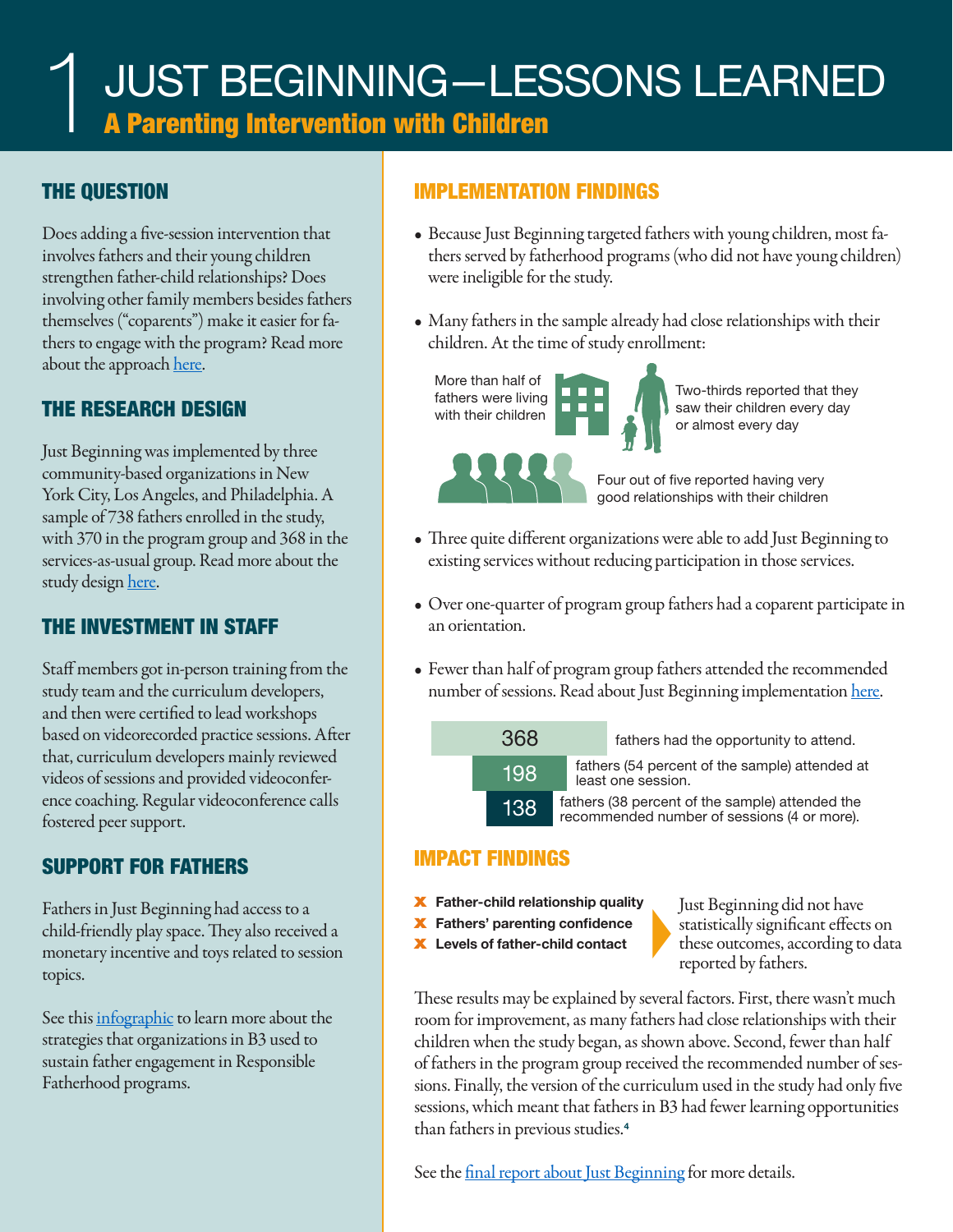# 1 JUST BEGINNING—LESSONS LEARNED

## A Parenting Intervention with Children

### THE QUESTION

Does adding a five-session intervention that involves fathers and their young children strengthen father-child relationships? Does involving other family members besides fathers themselves ("coparents") make it easier for fathers to engage with the program? Read more about the approach here.

### THE RESEARCH DESIGN

Just Beginning was implemented by three community-based organizations in New York City, Los Angeles, and Philadelphia. A sample of 738 fathers enrolled in the study, with 370 in the program group and 368 in the services-as-usual group. Read more about the study design here.

### THE INVESTMENT IN STAFF

Staff members got in-person training from the study team and the curriculum developers, and then were certified to lead workshops based on videorecorded practice sessions. After that, curriculum developers mainly reviewed videos of sessions and provided videoconference coaching. Regular videoconference calls fostered peer support.

### SUPPORT FOR FATHERS

Fathers in Just Beginning had access to a child-friendly play space. They also received a monetary incentive and toys related to session topics.

See this infographic to learn more about the strategies that organizations in B3 used to sustain father engagement in Responsible Fatherhood programs.

### IMPLEMENTATION FINDINGS

- Because Just Beginning targeted fathers with young children, most fathers served by fatherhood programs (who did not have young children) were ineligible for the study.
- Many fathers in the sample already had close relationships with their children. At the time of study enrollment:

More than half of fathers were living with their children

Two-thirds reported that they saw their children every day or almost every day

Four out of five reported having very good relationships with their children

- Three quite different organizations were able to add Just Beginning to existing services without reducing participation in those services.
- Over one-quarter of program group fathers had a coparent participate in an orientation.
- Fewer than half of program group fathers attended the recommended number of sessions. Read about Just Beginning implementation here.

**368** fathers had the opportunity to attend.

**198** fathers (54 percent of the sample) attended at least one session.

**138** fathers (38 percent of the sample) attended the recommended number of sessions (4 or more).

### IMPACT FINDINGS

- ✗ **Father-child relationship quality**
- ✗ **Fathers' parenting confidence**
- ✗ **Levels of father-child contact**

Just Beginning did not have statistically significant effects on these outcomes, according to data reported by fathers.

These results may be explained by several factors. First, there wasn't much room for improvement, as many fathers had close relationships with their children when the study began, as shown above. Second, fewer than half of fathers in the program group received the recommended number of sessions. Finally, the version of the curriculum used in the study had only five sessions, which meant that fathers in B3 had fewer learning opportunities than fathers in previous studies.[4]

See the final report about Just Beginning for more details.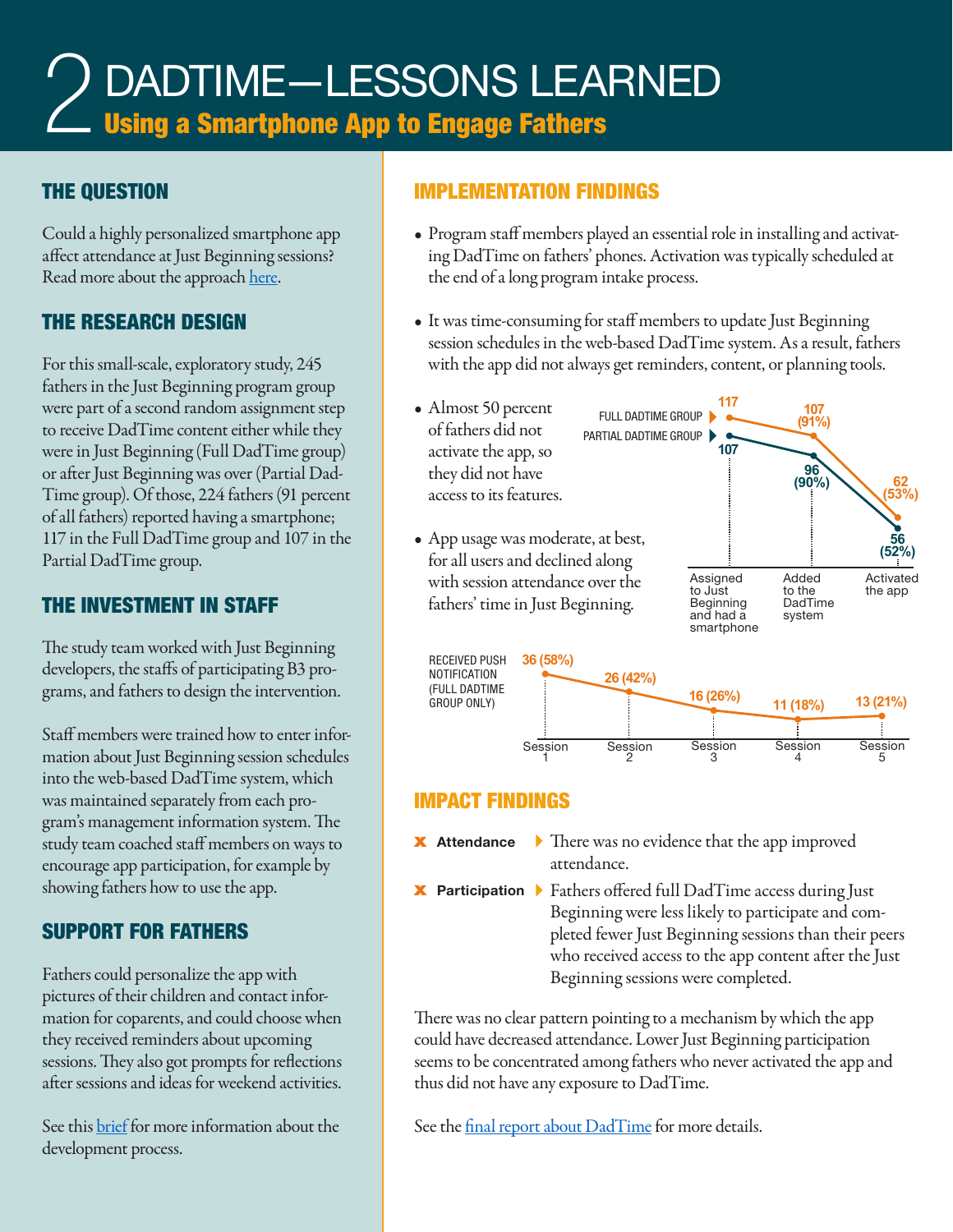# 2 DADTIME—LESSONS LEARNED

## Using a Smartphone App to Engage Fathers

### THE QUESTION

Could a highly personalized smartphone app affect attendance at Just Beginning sessions? Read more about the approach here.

### THE RESEARCH DESIGN

For this small-scale, exploratory study, 245 fathers in the Just Beginning program group were part of a second random assignment step to receive DadTime content either while they were in Just Beginning (Full DadTime group) or after Just Beginning was over (Partial DadTime group). Of those, 224 fathers (91 percent of all fathers) reported having a smartphone; 117 in the Full DadTime group and 107 in the Partial DadTime group.

### THE INVESTMENT IN STAFF

The study team worked with Just Beginning developers, the staffs of participating B3 programs, and fathers to design the intervention.

Staff members were trained how to enter information about Just Beginning session schedules into the web-based DadTime system, which was maintained separately from each program's management information system. The study team coached staff members on ways to encourage app participation, for example by showing fathers how to use the app.

### SUPPORT FOR FATHERS

Fathers could personalize the app with pictures of their children and contact information for coparents, and could choose when they received reminders about upcoming sessions. They also got prompts for reflections after sessions and ideas for weekend activities.

See this brief for more information about the development process.

### IMPLEMENTATION FINDINGS

- Program staff members played an essential role in installing and activating DadTime on fathers' phones. Activation was typically scheduled at the end of a long program intake process.
- It was time-consuming for staff members to update Just Beginning session schedules in the web-based DadTime system. As a result, fathers with the app did not always get reminders, content, or planning tools.
- Almost 50 percent of fathers did not activate the app, so they did not have access to its features.
- App usage was moderate, at best, for all users and declined along with session attendance over the fathers' time in Just Beginning.

| | Assigned to Just Beginning and had a smartphone | Added to the DadTime system | Activated the app |
|---|---|---|---|
| FULL DADTIME GROUP | 117 | 107 (91%) | 62 (53%) |
| PARTIAL DADTIME GROUP | 107 | 96 (90%) | 56 (52%) |

| | Session 1 | Session 2 | Session 3 | Session 4 | Session 5 |
|---|---|---|---|---|---|
| RECEIVED PUSH NOTIFICATION (FULL DADTIME GROUP ONLY) | 36 (58%) | 26 (42%) | 16 (26%) | 11 (18%) | 13 (21%) |

### IMPACT FINDINGS

- ✗ **Attendance** ▶ There was no evidence that the app improved attendance.
- ✗ **Participation** ▶ Fathers offered full DadTime access during Just Beginning were less likely to participate and completed fewer Just Beginning sessions than their peers who received access to the app content after the Just Beginning sessions were completed.

There was no clear pattern pointing to a mechanism by which the app could have decreased attendance. Lower Just Beginning participation seems to be concentrated among fathers who never activated the app and thus did not have any exposure to DadTime.

See the final report about DadTime for more details.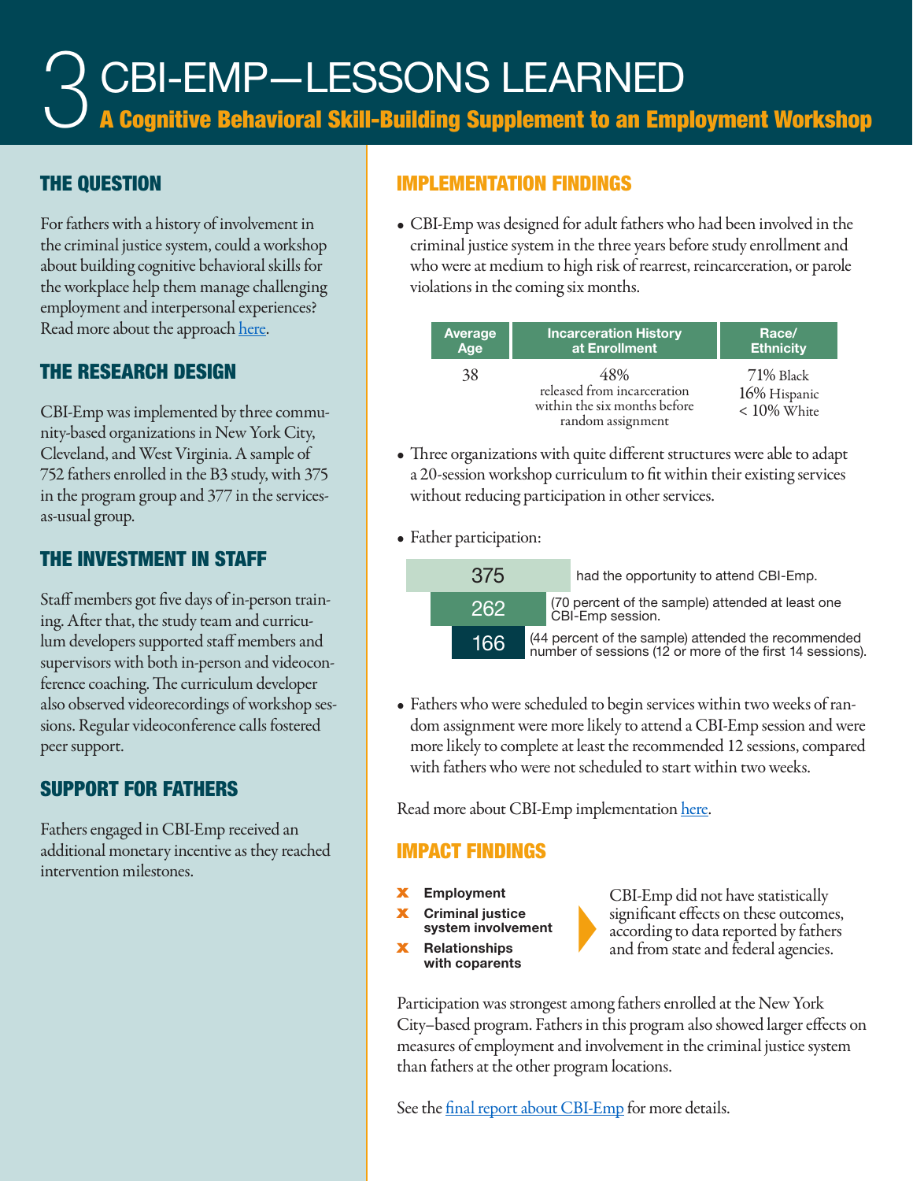# 3 CBI-EMP—LESSONS LEARNED

## A Cognitive Behavioral Skill-Building Supplement to an Employment Workshop

## THE QUESTION

For fathers with a history of involvement in the criminal justice system, could a workshop about building cognitive behavioral skills for the workplace help them manage challenging employment and interpersonal experiences? Read more about the approach here.

## THE RESEARCH DESIGN

CBI-Emp was implemented by three community-based organizations in New York City, Cleveland, and West Virginia. A sample of 752 fathers enrolled in the B3 study, with 375 in the program group and 377 in the services-as-usual group.

## THE INVESTMENT IN STAFF

Staff members got five days of in-person training. After that, the study team and curriculum developers supported staff members and supervisors with both in-person and videoconference coaching. The curriculum developer also observed videorecordings of workshop sessions. Regular videoconference calls fostered peer support.

## SUPPORT FOR FATHERS

Fathers engaged in CBI-Emp received an additional monetary incentive as they reached intervention milestones.

## IMPLEMENTATION FINDINGS

- CBI-Emp was designed for adult fathers who had been involved in the criminal justice system in the three years before study enrollment and who were at medium to high risk of rearrest, reincarceration, or parole violations in the coming six months.

| Average Age | Incarceration History at Enrollment | Race/ Ethnicity |
|---|---|---|
| 38 | 48% released from incarceration within the six months before random assignment | 71% Black<br>16% Hispanic<br>< 10% White |

- Three organizations with quite different structures were able to adapt a 20-session workshop curriculum to fit within their existing services without reducing participation in other services.

- Father participation:

| | |
|---|---|
| 375 | had the opportunity to attend CBI-Emp. |
| 262 | (70 percent of the sample) attended at least one CBI-Emp session. |
| 166 | (44 percent of the sample) attended the recommended number of sessions (12 or more of the first 14 sessions). |

- Fathers who were scheduled to begin services within two weeks of random assignment were more likely to attend a CBI-Emp session and were more likely to complete at least the recommended 12 sessions, compared with fathers who were not scheduled to start within two weeks.

Read more about CBI-Emp implementation here.

## IMPACT FINDINGS

- ✗ **Employment**
- ✗ **Criminal justice system involvement**
- ✗ **Relationships with coparents**

CBI-Emp did not have statistically significant effects on these outcomes, according to data reported by fathers and from state and federal agencies.

Participation was strongest among fathers enrolled at the New York City–based program. Fathers in this program also showed larger effects on measures of employment and involvement in the criminal justice system than fathers at the other program locations.

See the final report about CBI-Emp for more details.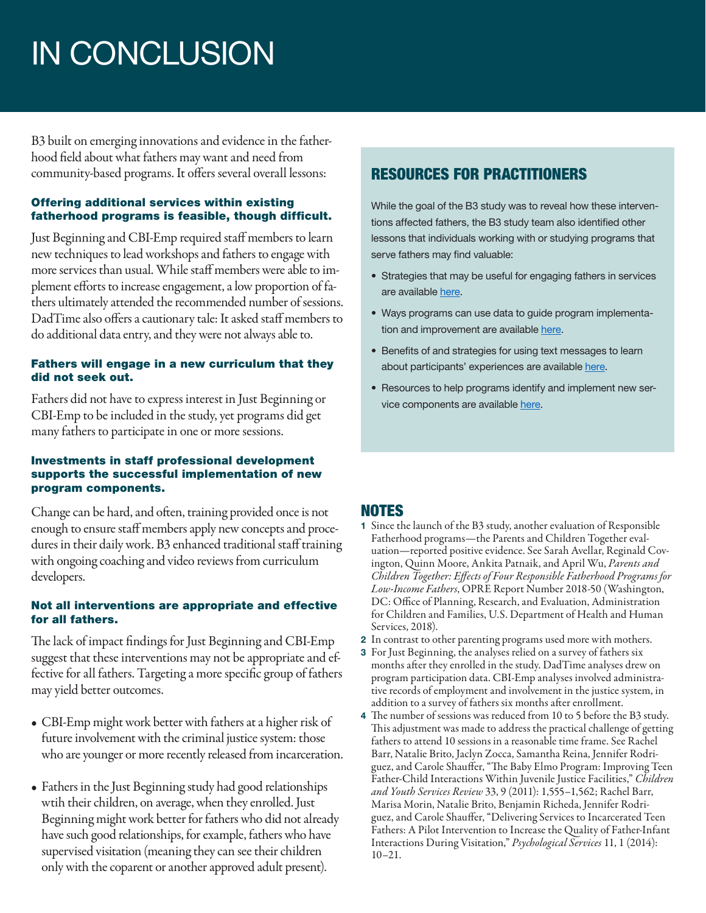# IN CONCLUSION

B3 built on emerging innovations and evidence in the fatherhood field about what fathers may want and need from community-based programs. It offers several overall lessons:

### Offering additional services within existing fatherhood programs is feasible, though difficult.

Just Beginning and CBI-Emp required staff members to learn new techniques to lead workshops and fathers to engage with more services than usual. While staff members were able to implement efforts to increase engagement, a low proportion of fathers ultimately attended the recommended number of sessions. DadTime also offers a cautionary tale: It asked staff members to do additional data entry, and they were not always able to.

### Fathers will engage in a new curriculum that they did not seek out.

Fathers did not have to express interest in Just Beginning or CBI-Emp to be included in the study, yet programs did get many fathers to participate in one or more sessions.

### Investments in staff professional development supports the successful implementation of new program components.

Change can be hard, and often, training provided once is not enough to ensure staff members apply new concepts and procedures in their daily work. B3 enhanced traditional staff training with ongoing coaching and video reviews from curriculum developers.

### Not all interventions are appropriate and effective for all fathers.

The lack of impact findings for Just Beginning and CBI-Emp suggest that these interventions may not be appropriate and effective for all fathers. Targeting a more specific group of fathers may yield better outcomes.

- CBI-Emp might work better with fathers at a higher risk of future involvement with the criminal justice system: those who are younger or more recently released from incarceration.
- Fathers in the Just Beginning study had good relationships wtih their children, on average, when they enrolled. Just Beginning might work better for fathers who did not already have such good relationships, for example, fathers who have supervised visitation (meaning they can see their children only with the coparent or another approved adult present).

## RESOURCES FOR PRACTITIONERS

While the goal of the B3 study was to reveal how these interventions affected fathers, the B3 study team also identified other lessons that individuals working with or studying programs that serve fathers may find valuable:

- Strategies that may be useful for engaging fathers in services are available here.
- Ways programs can use data to guide program implementation and improvement are available here.
- Benefits of and strategies for using text messages to learn about participants' experiences are available here.
- Resources to help programs identify and implement new service components are available here.

## NOTES

1. Since the launch of the B3 study, another evaluation of Responsible Fatherhood programs—the Parents and Children Together evaluation—reported positive evidence. See Sarah Avellar, Reginald Covington, Quinn Moore, Ankita Patnaik, and April Wu, *Parents and Children Together: Effects of Four Responsible Fatherhood Programs for Low-Income Fathers*, OPRE Report Number 2018-50 (Washington, DC: Office of Planning, Research, and Evaluation, Administration for Children and Families, U.S. Department of Health and Human Services, 2018).
2. In contrast to other parenting programs used more with mothers.
3. For Just Beginning, the analyses relied on a survey of fathers six months after they enrolled in the study. DadTime analyses drew on program participation data. CBI-Emp analyses involved administrative records of employment and involvement in the justice system, in addition to a survey of fathers six months after enrollment.
4. The number of sessions was reduced from 10 to 5 before the B3 study. This adjustment was made to address the practical challenge of getting fathers to attend 10 sessions in a reasonable time frame. See Rachel Barr, Natalie Brito, Jaclyn Zocca, Samantha Reina, Jennifer Rodriguez, and Carole Shauffer, "The Baby Elmo Program: Improving Teen Father-Child Interactions Within Juvenile Justice Facilities," *Children and Youth Services Review* 33, 9 (2011): 1,555–1,562; Rachel Barr, Marisa Morin, Natalie Brito, Benjamin Richeda, Jennifer Rodriguez, and Carole Shauffer, "Delivering Services to Incarcerated Teen Fathers: A Pilot Intervention to Increase the Quality of Father-Infant Interactions During Visitation," *Psychological Services* 11, 1 (2014): 10–21.